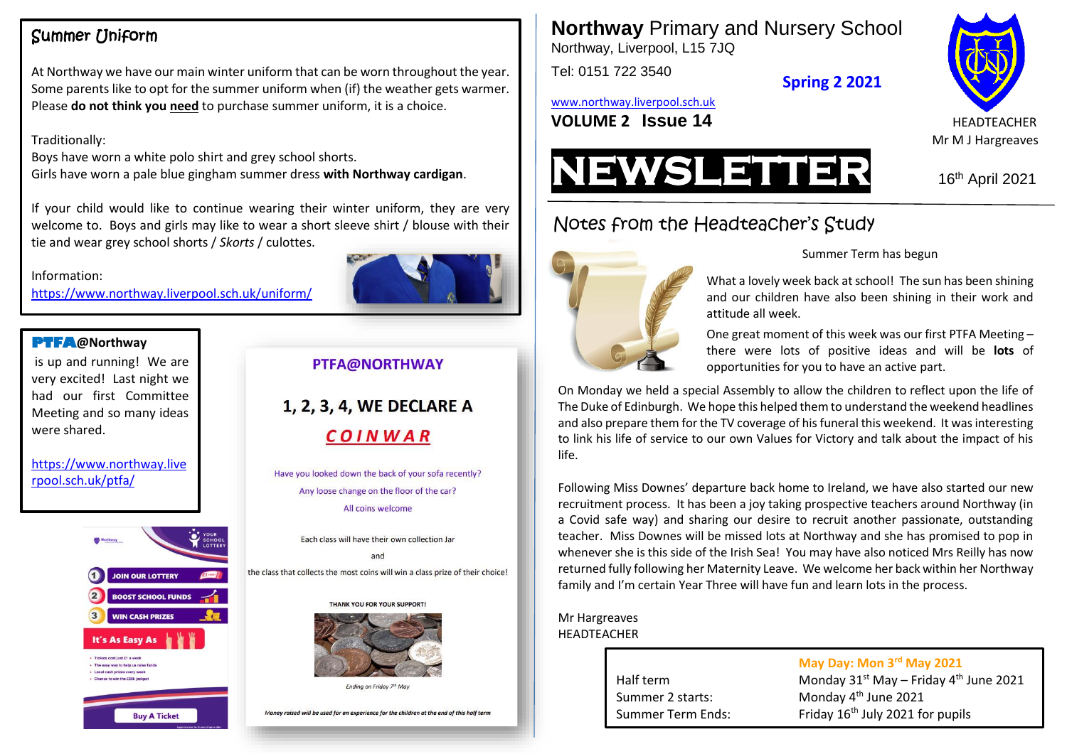# **Northway** Primary and Nursery School

Northway, Liverpool, L15 7JQ

Tel: 0151 722 3540

**Spring 2 2021**

www.northway.liverpool.sch.uk

**VOLUME 2 Issue 14**

HEADTEACHER
Mr M J Hargreaves

# NEWSLETTER

16th April 2021

## Notes from the Headteacher's Study

Summer Term has begun

What a lovely week back at school! The sun has been shining and our children have also been shining in their work and attitude all week.

One great moment of this week was our first PTFA Meeting – there were lots of positive ideas and will be **lots** of opportunities for you to have an active part.

On Monday we held a special Assembly to allow the children to reflect upon the life of The Duke of Edinburgh. We hope this helped them to understand the weekend headlines and also prepare them for the TV coverage of his funeral this weekend. It was interesting to link his life of service to our own Values for Victory and talk about the impact of his life.

Following Miss Downes' departure back home to Ireland, we have also started our new recruitment process. It has been a joy taking prospective teachers around Northway (in a Covid safe way) and sharing our desire to recruit another passionate, outstanding teacher. Miss Downes will be missed lots at Northway and she has promised to pop in whenever she is this side of the Irish Sea! You may have also noticed Mrs Reilly has now returned fully following her Maternity Leave. We welcome her back within her Northway family and I'm certain Year Three will have fun and learn lots in the process.

Mr Hargreaves
HEADTEACHER

| | **May Day: Mon 3rd May 2021** |
|---|---|
| Half term | Monday 31st May – Friday 4th June 2021 |
| Summer 2 starts: | Monday 4th June 2021 |
| Summer Term Ends: | Friday 16th July 2021 for pupils |

## Summer Uniform

At Northway we have our main winter uniform that can be worn throughout the year. Some parents like to opt for the summer uniform when (if) the weather gets warmer. Please **do not think you need** to purchase summer uniform, it is a choice.

Traditionally:
Boys have worn a white polo shirt and grey school shorts.
Girls have worn a pale blue gingham summer dress **with Northway cardigan**.

If your child would like to continue wearing their winter uniform, they are very welcome to. Boys and girls may like to wear a short sleeve shirt / blouse with their tie and wear grey school shorts / *Skorts* / culottes.

Information:
https://www.northway.liverpool.sch.uk/uniform/

## PTFA@Northway

is up and running! We are very excited! Last night we had our first Committee Meeting and so many ideas were shared.

https://www.northway.liverpool.sch.uk/ptfa/

## PTFA@NORTHWAY

### 1, 2, 3, 4, WE DECLARE A COINWAR

Have you looked down the back of your sofa recently?

Any loose change on the floor of the car?

All coins welcome

Each class will have their own collection Jar

and

the class that collects the most coins will win a class prize of their choice!

THANK YOU FOR YOUR SUPPORT!

*Ending on Friday 7th May*

*Money raised will be used for an experience for the children at the end of this half term*

YOUR SCHOOL LOTTERY

1. JOIN OUR LOTTERY
2. BOOST SCHOOL FUNDS
3. WIN CASH PRIZES

It's As Easy As

- Tickets cost just £1 a week
- The easy way to help us raise funds
- Local cash prizes every week
- Chance to win the £25k jackpot

Buy A Ticket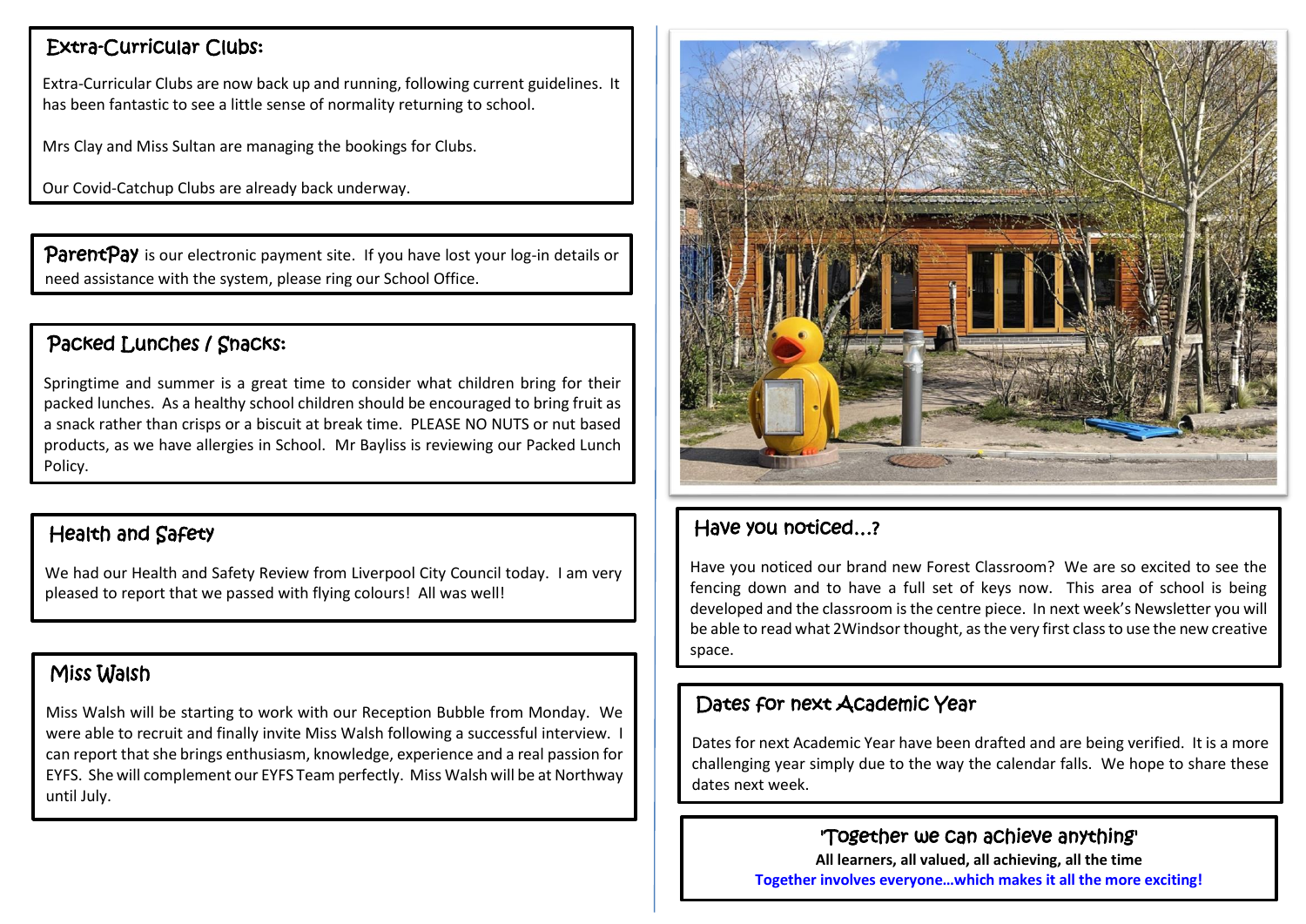## Extra-Curricular Clubs:

Extra-Curricular Clubs are now back up and running, following current guidelines. It has been fantastic to see a little sense of normality returning to school.

Mrs Clay and Miss Sultan are managing the bookings for Clubs.

Our Covid-Catchup Clubs are already back underway.

**ParentPay** is our electronic payment site. If you have lost your log-in details or need assistance with the system, please ring our School Office.

## Packed Lunches / Snacks:

Springtime and summer is a great time to consider what children bring for their packed lunches. As a healthy school children should be encouraged to bring fruit as a snack rather than crisps or a biscuit at break time. PLEASE NO NUTS or nut based products, as we have allergies in School. Mr Bayliss is reviewing our Packed Lunch Policy.

## Health and Safety

We had our Health and Safety Review from Liverpool City Council today. I am very pleased to report that we passed with flying colours! All was well!

## Miss Walsh

Miss Walsh will be starting to work with our Reception Bubble from Monday. We were able to recruit and finally invite Miss Walsh following a successful interview. I can report that she brings enthusiasm, knowledge, experience and a real passion for EYFS. She will complement our EYFS Team perfectly. Miss Walsh will be at Northway until July.

## Have you noticed…?

Have you noticed our brand new Forest Classroom? We are so excited to see the fencing down and to have a full set of keys now. This area of school is being developed and the classroom is the centre piece. In next week's Newsletter you will be able to read what 2Windsor thought, as the very first class to use the new creative space.

## Dates for next Academic Year

Dates for next Academic Year have been drafted and are being verified. It is a more challenging year simply due to the way the calendar falls. We hope to share these dates next week.

'Together we can achieve anything'

**All learners, all valued, all achieving, all the time**

**Together involves everyone…which makes it all the more exciting!**